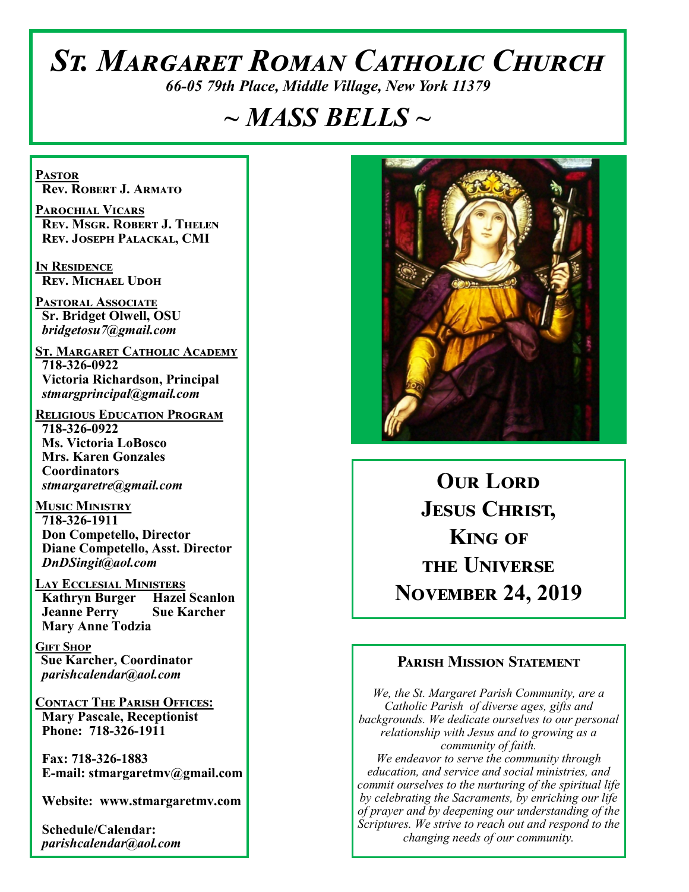# *St. Margaret Roman Catholic Church*

*66-05 79th Place, Middle Village, New York 11379*

## *~ MASS BELLS ~*

**Pastor**
Rev. Robert J. Armato

**Parochial Vicars**
Rev. Msgr. Robert J. Thelen
Rev. Joseph Palackal, CMI

**In Residence**
Rev. Michael Udoh

**Pastoral Associate**
Sr. Bridget Olwell, OSU
*bridgetosu7@gmail.com*

**St. Margaret Catholic Academy**
718-326-0922
Victoria Richardson, Principal
*stmargprincipal@gmail.com*

**Religious Education Program**
718-326-0922
Ms. Victoria LoBosco
Mrs. Karen Gonzales
Coordinators
*stmargaretre@gmail.com*

**Music Ministry**
718-326-1911
Don Competello, Director
Diane Competello, Asst. Director
*DnDSingit@aol.com*

**Lay Ecclesial Ministers**
Kathryn Burger
Hazel Scanlon
Jeanne Perry
Sue Karcher
Mary Anne Todzia

**Gift Shop**
Sue Karcher, Coordinator
*parishcalendar@aol.com*

**Contact The Parish Offices:**
Mary Pascale, Receptionist
Phone: 718-326-1911

Fax: 718-326-1883
E-mail: stmargaretmv@gmail.com

Website: www.stmargaretmv.com

Schedule/Calendar:
*parishcalendar@aol.com*

## Our Lord Jesus Christ, King of the Universe
## November 24, 2019

### Parish Mission Statement

*We, the St. Margaret Parish Community, are a Catholic Parish of diverse ages, gifts and backgrounds. We dedicate ourselves to our personal relationship with Jesus and to growing as a community of faith.*
*We endeavor to serve the community through education, and service and social ministries, and commit ourselves to the nurturing of the spiritual life by celebrating the Sacraments, by enriching our life of prayer and by deepening our understanding of the Scriptures. We strive to reach out and respond to the changing needs of our community.*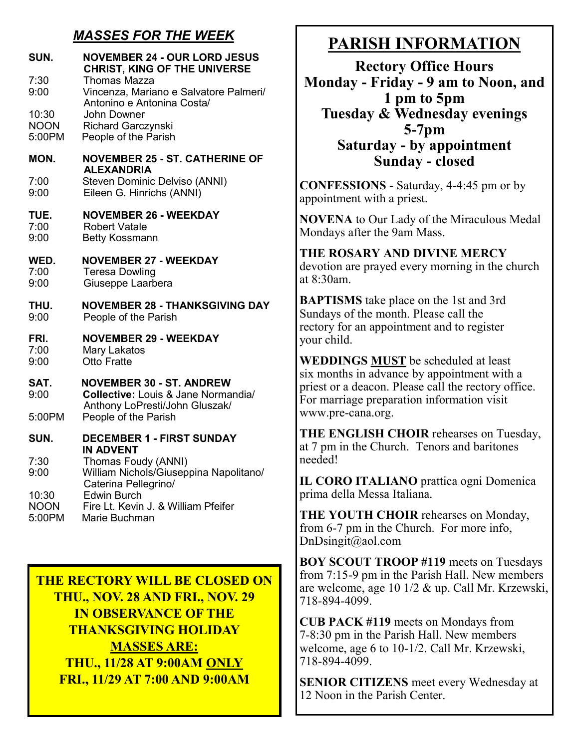## *MASSES FOR THE WEEK*

**SUN. NOVEMBER 24 - OUR LORD JESUS CHRIST, KING OF THE UNIVERSE**

- 7:30 Thomas Mazza
- 9:00 Vincenza, Mariano e Salvatore Palmeri/ Antonino e Antonina Costa/
- 10:30 John Downer
- NOON Richard Garczynski
- 5:00PM People of the Parish

**MON. NOVEMBER 25 - ST. CATHERINE OF ALEXANDRIA**

- 7:00 Steven Dominic Delviso (ANNI)
- 9:00 Eileen G. Hinrichs (ANNI)

**TUE. NOVEMBER 26 - WEEKDAY**

- 7:00 Robert Vatale
- 9:00 Betty Kossmann

**WED. NOVEMBER 27 - WEEKDAY**

- 7:00 Teresa Dowling
- 9:00 Giuseppe Laarbera

**THU. NOVEMBER 28 - THANKSGIVING DAY**

- 9:00 People of the Parish

**FRI. NOVEMBER 29 - WEEKDAY**

- 7:00 Mary Lakatos
- 9:00 Otto Fratte

**SAT. NOVEMBER 30 - ST. ANDREW**

- 9:00 **Collective:** Louis & Jane Normandia/ Anthony LoPresti/John Gluszak/
- 5:00PM People of the Parish

**SUN. DECEMBER 1 - FIRST SUNDAY IN ADVENT**

- 7:30 Thomas Foudy (ANNI)
- 9:00 William Nichols/Giuseppina Napolitano/ Caterina Pellegrino/
- 10:30 Edwin Burch
- NOON Fire Lt. Kevin J. & William Pfeifer
- 5:00PM Marie Buchman

**THE RECTORY WILL BE CLOSED ON THU., NOV. 28 AND FRI., NOV. 29 IN OBSERVANCE OF THE THANKSGIVING HOLIDAY**

**MASSES ARE:**

**THU., 11/28 AT 9:00AM ONLY**

**FRI., 11/29 AT 7:00 AND 9:00AM**

# PARISH INFORMATION

**Rectory Office Hours**
**Monday - Friday - 9 am to Noon, and 1 pm to 5pm**
**Tuesday & Wednesday evenings 5-7pm**
**Saturday - by appointment**
**Sunday - closed**

**CONFESSIONS** - Saturday, 4-4:45 pm or by appointment with a priest.

**NOVENA** to Our Lady of the Miraculous Medal Mondays after the 9am Mass.

**THE ROSARY AND DIVINE MERCY** devotion are prayed every morning in the church at 8:30am.

**BAPTISMS** take place on the 1st and 3rd Sundays of the month. Please call the rectory for an appointment and to register your child.

**WEDDINGS MUST** be scheduled at least six months in advance by appointment with a priest or a deacon. Please call the rectory office. For marriage preparation information visit www.pre-cana.org.

**THE ENGLISH CHOIR** rehearses on Tuesday, at 7 pm in the Church. Tenors and baritones needed!

**IL CORO ITALIANO** prattica ogni Domenica prima della Messa Italiana.

**THE YOUTH CHOIR** rehearses on Monday, from 6-7 pm in the Church. For more info, DnDsingit@aol.com

**BOY SCOUT TROOP #119** meets on Tuesdays from 7:15-9 pm in the Parish Hall. New members are welcome, age 10 1/2 & up. Call Mr. Krzewski, 718-894-4099.

**CUB PACK #119** meets on Mondays from 7-8:30 pm in the Parish Hall. New members welcome, age 6 to 10-1/2. Call Mr. Krzewski, 718-894-4099.

**SENIOR CITIZENS** meet every Wednesday at 12 Noon in the Parish Center.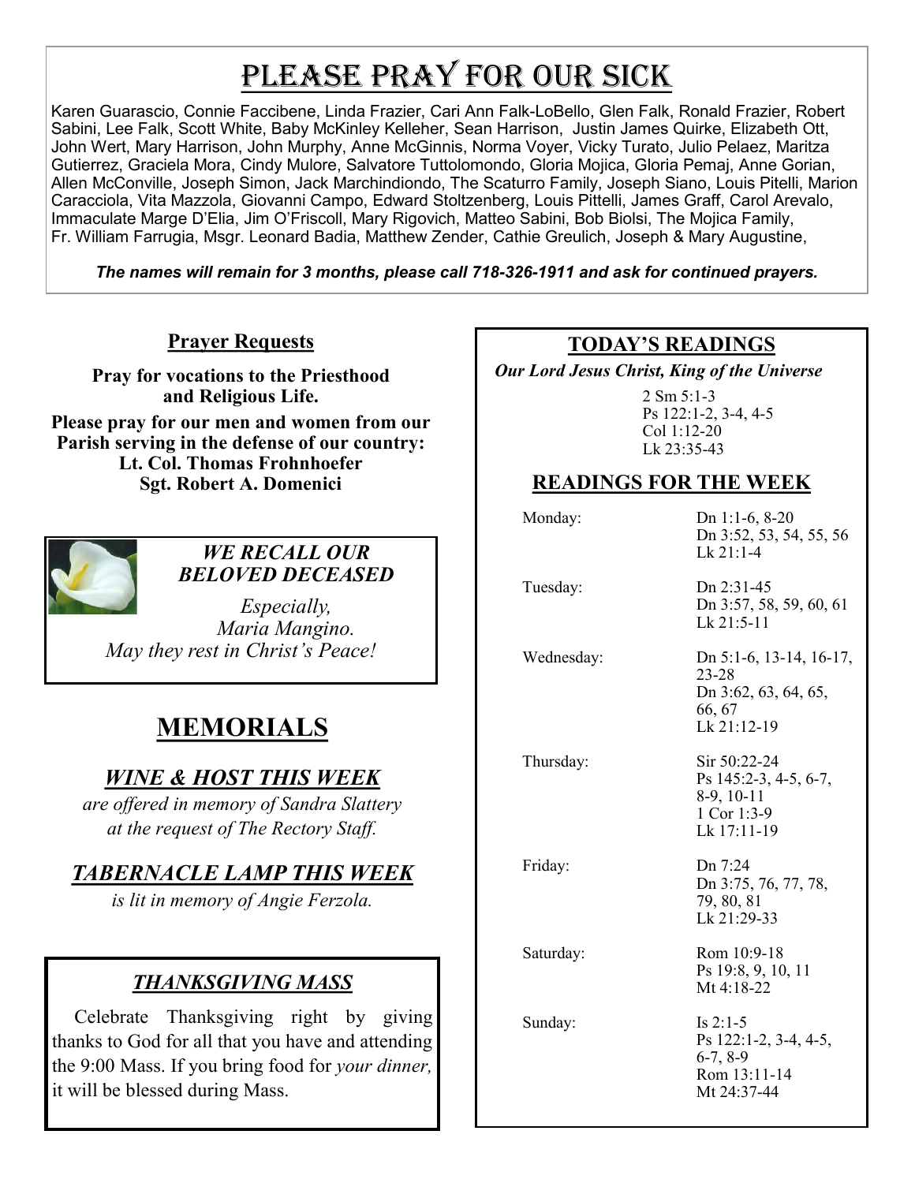# Please Pray for Our Sick

Karen Guarascio, Connie Faccibene, Linda Frazier, Cari Ann Falk-LoBello, Glen Falk, Ronald Frazier, Robert Sabini, Lee Falk, Scott White, Baby McKinley Kelleher, Sean Harrison, Justin James Quirke, Elizabeth Ott, John Wert, Mary Harrison, John Murphy, Anne McGinnis, Norma Voyer, Vicky Turato, Julio Pelaez, Maritza Gutierrez, Graciela Mora, Cindy Mulore, Salvatore Tuttolomondo, Gloria Mojica, Gloria Pemaj, Anne Gorian, Allen McConville, Joseph Simon, Jack Marchindiondo, The Scaturro Family, Joseph Siano, Louis Pitelli, Marion Caracciola, Vita Mazzola, Giovanni Campo, Edward Stoltzenberg, Louis Pittelli, James Graff, Carol Arevalo, Immaculate Marge D'Elia, Jim O'Friscoll, Mary Rigovich, Matteo Sabini, Bob Biolsi, The Mojica Family, Fr. William Farrugia, Msgr. Leonard Badia, Matthew Zender, Cathie Greulich, Joseph & Mary Augustine,

***The names will remain for 3 months, please call 718-326-1911 and ask for continued prayers.***

## Prayer Requests

**Pray for vocations to the Priesthood and Religious Life.**

**Please pray for our men and women from our Parish serving in the defense of our country:**
**Lt. Col. Thomas Frohnhoefer**
**Sgt. Robert A. Domenici**

### *WE RECALL OUR BELOVED DECEASED*

*Especially,*
*Maria Mangino.*
*May they rest in Christ's Peace!*

## MEMORIALS

### *WINE & HOST THIS WEEK*

*are offered in memory of Sandra Slattery at the request of The Rectory Staff.*

### *TABERNACLE LAMP THIS WEEK*

*is lit in memory of Angie Ferzola.*

### *THANKSGIVING MASS*

Celebrate Thanksgiving right by giving thanks to God for all that you have and attending the 9:00 Mass. If you bring food for *your dinner,* it will be blessed during Mass.

## TODAY'S READINGS

***Our Lord Jesus Christ, King of the Universe***

2 Sm 5:1-3
Ps 122:1-2, 3-4, 4-5
Col 1:12-20
Lk 23:35-43

## READINGS FOR THE WEEK

| Day | Readings |
|---|---|
| Monday: | Dn 1:1-6, 8-20<br>Dn 3:52, 53, 54, 55, 56<br>Lk 21:1-4 |
| Tuesday: | Dn 2:31-45<br>Dn 3:57, 58, 59, 60, 61<br>Lk 21:5-11 |
| Wednesday: | Dn 5:1-6, 13-14, 16-17, 23-28<br>Dn 3:62, 63, 64, 65, 66, 67<br>Lk 21:12-19 |
| Thursday: | Sir 50:22-24<br>Ps 145:2-3, 4-5, 6-7, 8-9, 10-11<br>1 Cor 1:3-9<br>Lk 17:11-19 |
| Friday: | Dn 7:24<br>Dn 3:75, 76, 77, 78, 79, 80, 81<br>Lk 21:29-33 |
| Saturday: | Rom 10:9-18<br>Ps 19:8, 9, 10, 11<br>Mt 4:18-22 |
| Sunday: | Is 2:1-5<br>Ps 122:1-2, 3-4, 4-5, 6-7, 8-9<br>Rom 13:11-14<br>Mt 24:37-44 |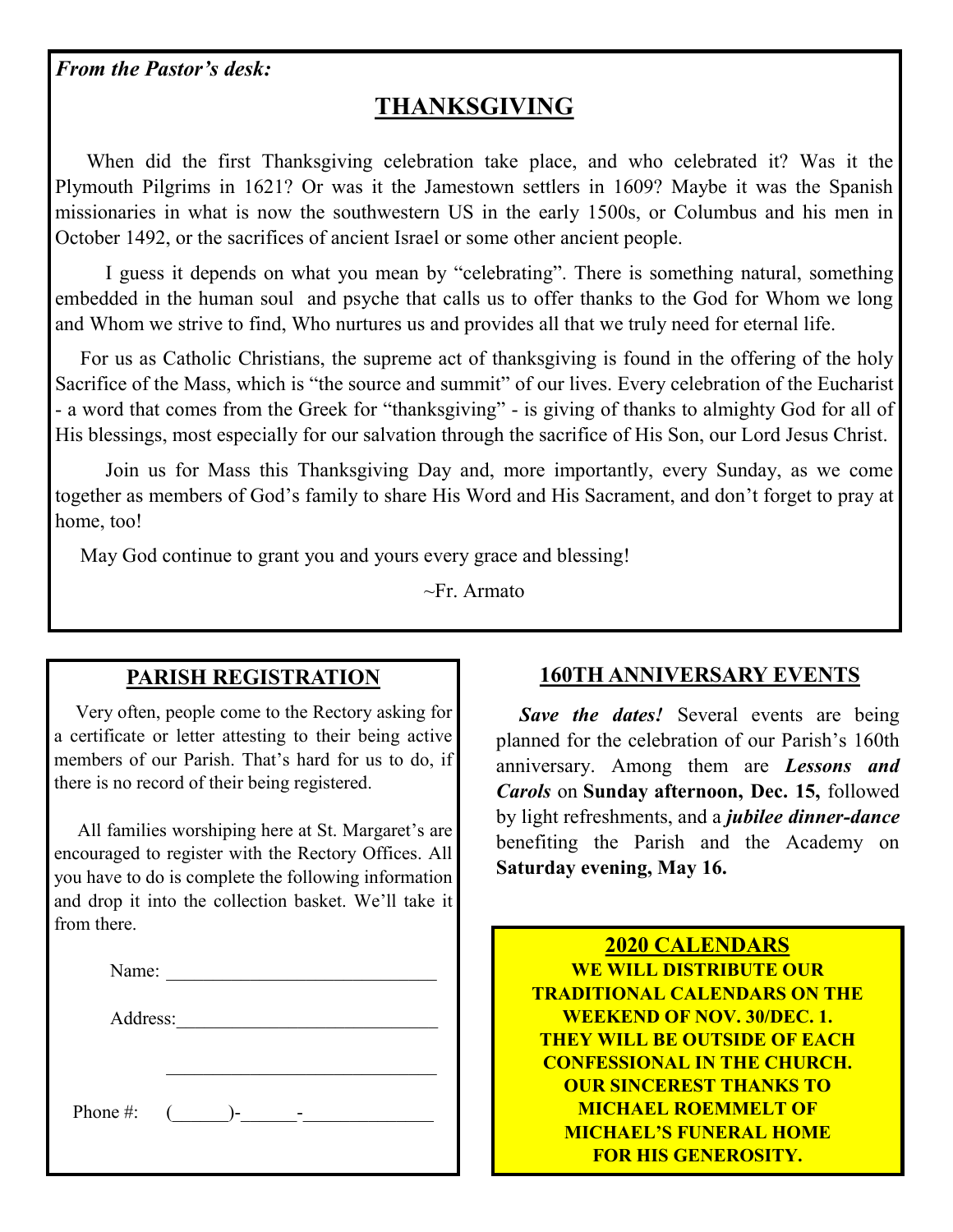*From the Pastor's desk:*

## THANKSGIVING

When did the first Thanksgiving celebration take place, and who celebrated it? Was it the Plymouth Pilgrims in 1621? Or was it the Jamestown settlers in 1609? Maybe it was the Spanish missionaries in what is now the southwestern US in the early 1500s, or Columbus and his men in October 1492, or the sacrifices of ancient Israel or some other ancient people.

I guess it depends on what you mean by "celebrating". There is something natural, something embedded in the human soul and psyche that calls us to offer thanks to the God for Whom we long and Whom we strive to find, Who nurtures us and provides all that we truly need for eternal life.

For us as Catholic Christians, the supreme act of thanksgiving is found in the offering of the holy Sacrifice of the Mass, which is "the source and summit" of our lives. Every celebration of the Eucharist - a word that comes from the Greek for "thanksgiving" - is giving of thanks to almighty God for all of His blessings, most especially for our salvation through the sacrifice of His Son, our Lord Jesus Christ.

Join us for Mass this Thanksgiving Day and, more importantly, every Sunday, as we come together as members of God's family to share His Word and His Sacrament, and don't forget to pray at home, too!

May God continue to grant you and yours every grace and blessing!

~Fr. Armato

## PARISH REGISTRATION

Very often, people come to the Rectory asking for a certificate or letter attesting to their being active members of our Parish. That's hard for us to do, if there is no record of their being registered.

All families worshiping here at St. Margaret's are encouraged to register with the Rectory Offices. All you have to do is complete the following information and drop it into the collection basket. We'll take it from there.

Name: ______________________________

Address: ____________________________

______________________________

Phone #: (______)-______-______________

## 160TH ANNIVERSARY EVENTS

***Save the dates!*** Several events are being planned for the celebration of our Parish's 160th anniversary. Among them are ***Lessons and Carols*** on **Sunday afternoon, Dec. 15,** followed by light refreshments, and a ***jubilee dinner-dance*** benefiting the Parish and the Academy on **Saturday evening, May 16.**

## 2020 CALENDARS

**WE WILL DISTRIBUTE OUR TRADITIONAL CALENDARS ON THE WEEKEND OF NOV. 30/DEC. 1. THEY WILL BE OUTSIDE OF EACH CONFESSIONAL IN THE CHURCH. OUR SINCEREST THANKS TO MICHAEL ROEMMELT OF MICHAEL'S FUNERAL HOME FOR HIS GENEROSITY.**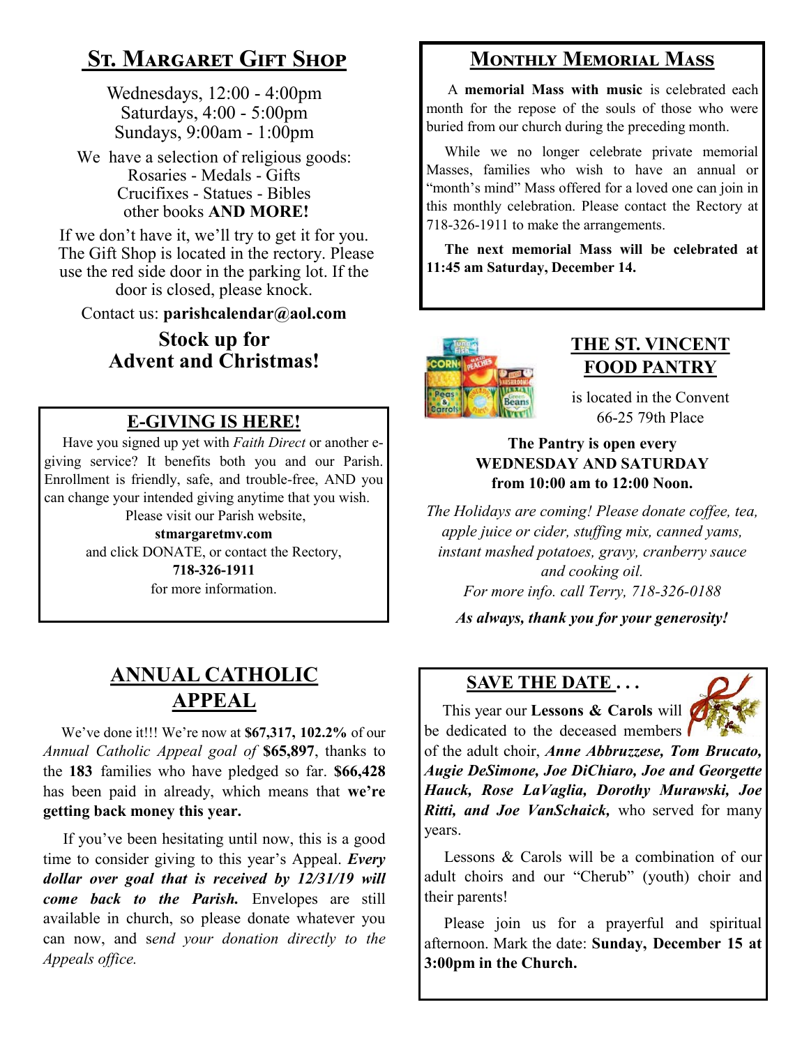## St. Margaret Gift Shop

Wednesdays, 12:00 - 4:00pm
Saturdays, 4:00 - 5:00pm
Sundays, 9:00am - 1:00pm

We have a selection of religious goods:
Rosaries - Medals - Gifts
Crucifixes - Statues - Bibles
other books **AND MORE!**

If we don't have it, we'll try to get it for you. The Gift Shop is located in the rectory. Please use the red side door in the parking lot. If the door is closed, please knock.

Contact us: **parishcalendar@aol.com**

**Stock up for Advent and Christmas!**

## E-GIVING IS HERE!

Have you signed up yet with *Faith Direct* or another e-giving service? It benefits both you and our Parish. Enrollment is friendly, safe, and trouble-free, AND you can change your intended giving anytime that you wish.

Please visit our Parish website,
**stmargaretmv.com**
and click DONATE, or contact the Rectory,
**718-326-1911**
for more information.

## ANNUAL CATHOLIC APPEAL

We've done it!!! We're now at **$67,317, 102.2%** of our *Annual Catholic Appeal goal of* **$65,897**, thanks to the **183** families who have pledged so far. **$66,428** has been paid in already, which means that **we're getting back money this year.**

If you've been hesitating until now, this is a good time to consider giving to this year's Appeal. ***Every dollar over goal that is received by 12/31/19 will come back to the Parish.*** Envelopes are still available in church, so please donate whatever you can now, and s*end your donation directly to the Appeals office.*

## Monthly Memorial Mass

A **memorial Mass with music** is celebrated each month for the repose of the souls of those who were buried from our church during the preceding month.

While we no longer celebrate private memorial Masses, families who wish to have an annual or "month's mind" Mass offered for a loved one can join in this monthly celebration. Please contact the Rectory at 718-326-1911 to make the arrangements.

**The next memorial Mass will be celebrated at 11:45 am Saturday, December 14.**

## THE ST. VINCENT FOOD PANTRY

is located in the Convent
66-25 79th Place

**The Pantry is open every WEDNESDAY AND SATURDAY from 10:00 am to 12:00 Noon.**

*The Holidays are coming! Please donate coffee, tea, apple juice or cider, stuffing mix, canned yams, instant mashed potatoes, gravy, cranberry sauce and cooking oil.*
*For more info. call Terry, 718-326-0188*

***As always, thank you for your generosity!***

## SAVE THE DATE . . .

This year our **Lessons & Carols** will be dedicated to the deceased members of the adult choir, ***Anne Abbruzzese, Tom Brucato, Augie DeSimone, Joe DiChiaro, Joe and Georgette Hauck, Rose LaVaglia, Dorothy Murawski, Joe Ritti, and Joe VanSchaick,*** who served for many years.

Lessons & Carols will be a combination of our adult choirs and our "Cherub" (youth) choir and their parents!

Please join us for a prayerful and spiritual afternoon. Mark the date: **Sunday, December 15 at 3:00pm in the Church.**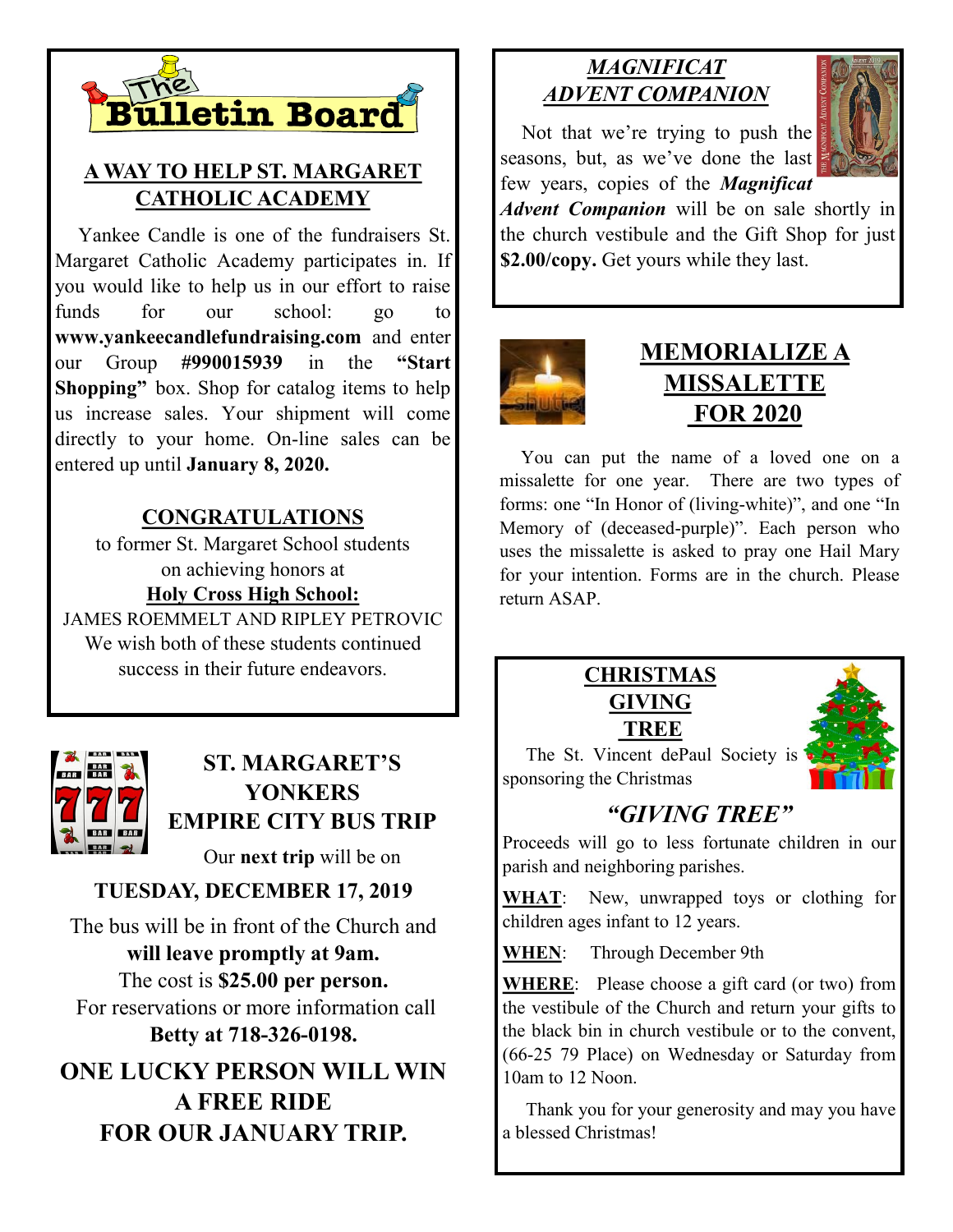# The Bulletin Board

## A WAY TO HELP ST. MARGARET CATHOLIC ACADEMY

Yankee Candle is one of the fundraisers St. Margaret Catholic Academy participates in. If you would like to help us in our effort to raise funds for our school: go to **www.yankeecandlefundraising.com** and enter our Group **#990015939** in the **"Start Shopping"** box. Shop for catalog items to help us increase sales. Your shipment will come directly to your home. On-line sales can be entered up until **January 8, 2020.**

## CONGRATULATIONS

to former St. Margaret School students on achieving honors at

**Holy Cross High School:**

JAMES ROEMMELT AND RIPLEY PETROVIC

We wish both of these students continued success in their future endeavors.

## ST. MARGARET'S YONKERS EMPIRE CITY BUS TRIP

Our **next trip** will be on

**TUESDAY, DECEMBER 17, 2019**

The bus will be in front of the Church and **will leave promptly at 9am.**

The cost is **$25.00 per person.**

For reservations or more information call **Betty at 718-326-0198.**

**ONE LUCKY PERSON WILL WIN A FREE RIDE FOR OUR JANUARY TRIP.**

## *MAGNIFICAT ADVENT COMPANION*

Not that we're trying to push the seasons, but, as we've done the last few years, copies of the ***Magnificat Advent Companion*** will be on sale shortly in the church vestibule and the Gift Shop for just **$2.00/copy.** Get yours while they last.

## MEMORIALIZE A MISSALETTE FOR 2020

You can put the name of a loved one on a missalette for one year. There are two types of forms: one "In Honor of (living-white)", and one "In Memory of (deceased-purple)". Each person who uses the missalette is asked to pray one Hail Mary for your intention. Forms are in the church. Please return ASAP.

## CHRISTMAS GIVING TREE

The St. Vincent dePaul Society is sponsoring the Christmas

### *"GIVING TREE"*

Proceeds will go to less fortunate children in our parish and neighboring parishes.

**WHAT**: New, unwrapped toys or clothing for children ages infant to 12 years.

**WHEN**: Through December 9th

**WHERE**: Please choose a gift card (or two) from the vestibule of the Church and return your gifts to the black bin in church vestibule or to the convent, (66-25 79 Place) on Wednesday or Saturday from 10am to 12 Noon.

Thank you for your generosity and may you have a blessed Christmas!